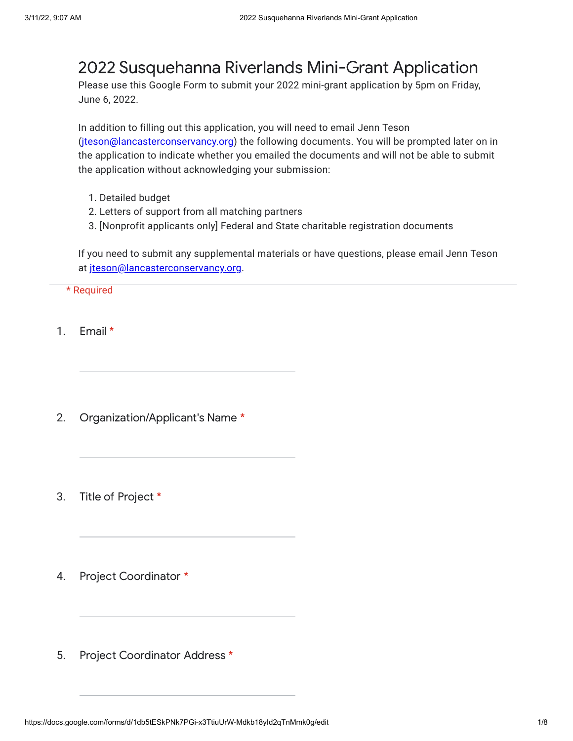# 2022 Susquehanna Riverlands Mini-Grant Application

Please use this Google Form to submit your 2022 mini-grant application by 5pm on Friday, June 6, 2022.

In addition to filling out this application, you will need to email Jenn Teson (jteson@lancasterconservancy.org) the following documents. You will be prompted later on in the application to indicate whether you emailed the documents and will not be able to submit the application without acknowledging your submission:

1. Detailed budget
2. Letters of support from all matching partners
3. [Nonprofit applicants only] Federal and State charitable registration documents

If you need to submit any supplemental materials or have questions, please email Jenn Teson at jteson@lancasterconservancy.org.

\* Required

1. Email *

_______________________________

2. Organization/Applicant's Name *

_______________________________

3. Title of Project *

_______________________________

4. Project Coordinator *

_______________________________

5. Project Coordinator Address *

_______________________________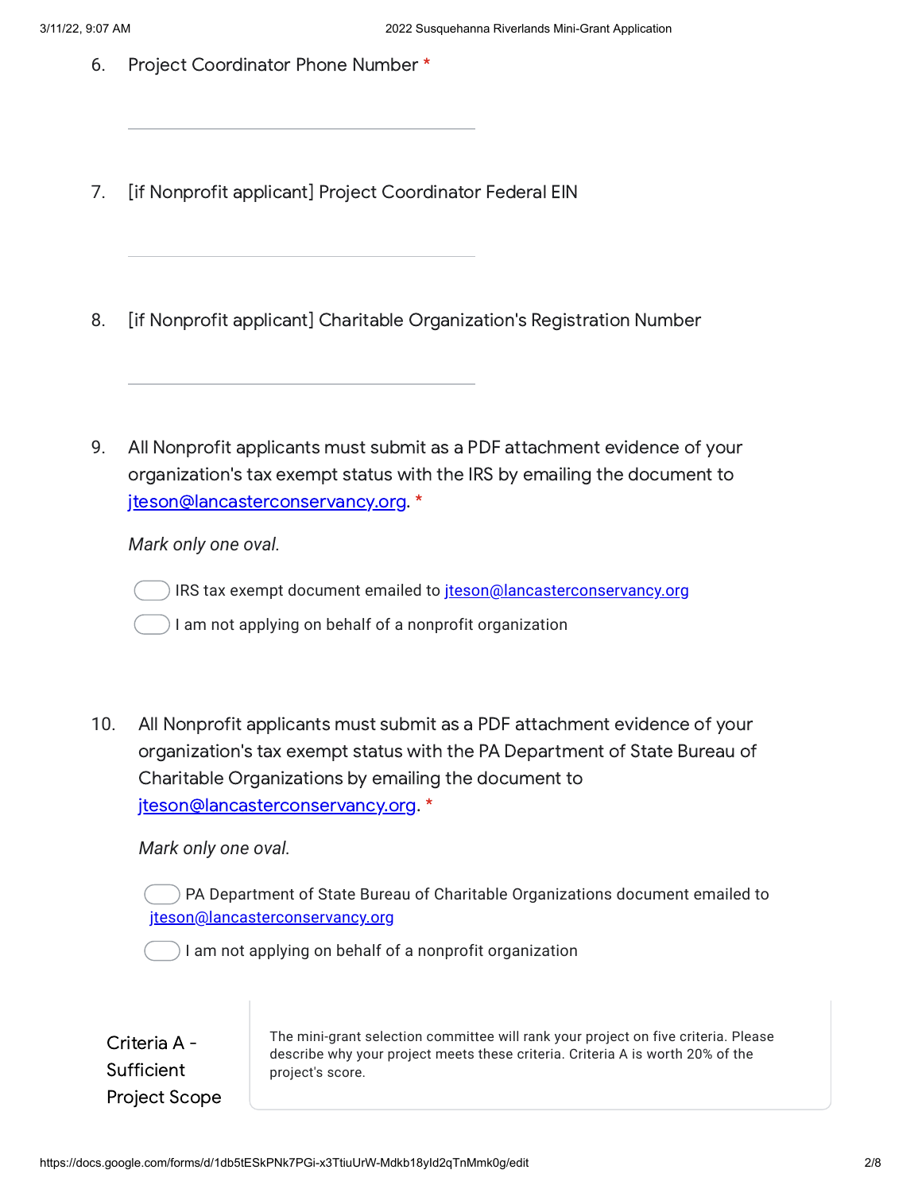6. Project Coordinator Phone Number *

7. [if Nonprofit applicant] Project Coordinator Federal EIN

8. [if Nonprofit applicant] Charitable Organization's Registration Number

9. All Nonprofit applicants must submit as a PDF attachment evidence of your organization's tax exempt status with the IRS by emailing the document to jteson@lancasterconservancy.org. *

   *Mark only one oval.*

   - IRS tax exempt document emailed to jteson@lancasterconservancy.org
   - I am not applying on behalf of a nonprofit organization

10. All Nonprofit applicants must submit as a PDF attachment evidence of your organization's tax exempt status with the PA Department of State Bureau of Charitable Organizations by emailing the document to jteson@lancasterconservancy.org. *

    *Mark only one oval.*

    - PA Department of State Bureau of Charitable Organizations document emailed to jteson@lancasterconservancy.org
    - I am not applying on behalf of a nonprofit organization

## Criteria A - Sufficient Project Scope

The mini-grant selection committee will rank your project on five criteria. Please describe why your project meets these criteria. Criteria A is worth 20% of the project's score.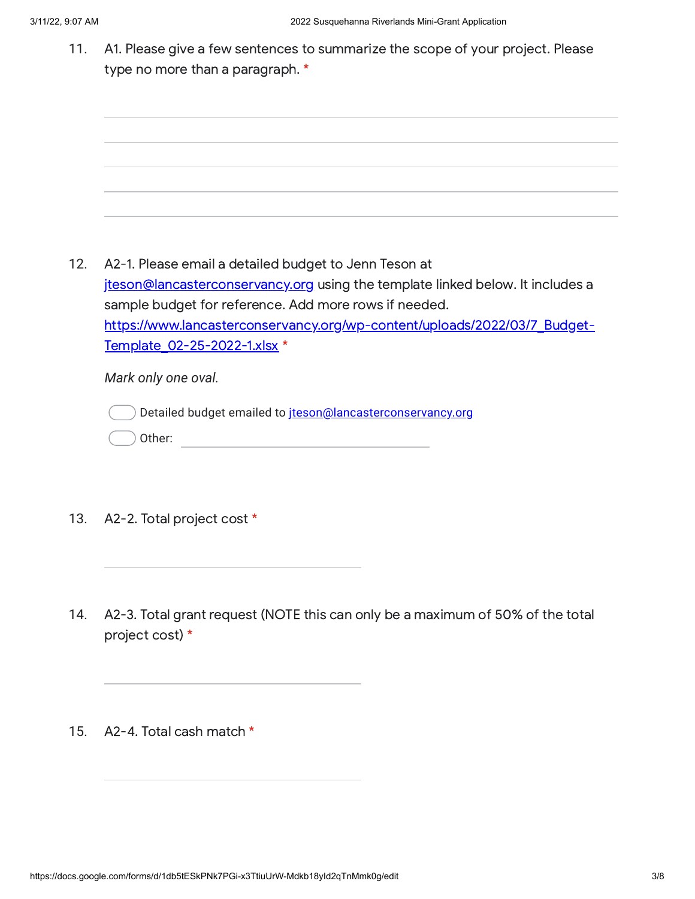11. A1. Please give a few sentences to summarize the scope of your project. Please type no more than a paragraph. *

12. A2-1. Please email a detailed budget to Jenn Teson at jteson@lancasterconservancy.org using the template linked below. It includes a sample budget for reference. Add more rows if needed. https://www.lancasterconservancy.org/wp-content/uploads/2022/03/7_Budget-Template_02-25-2022-1.xlsx *

*Mark only one oval.*

- Detailed budget emailed to jteson@lancasterconservancy.org
- Other: 

13. A2-2. Total project cost *

14. A2-3. Total grant request (NOTE this can only be a maximum of 50% of the total project cost) *

15. A2-4. Total cash match *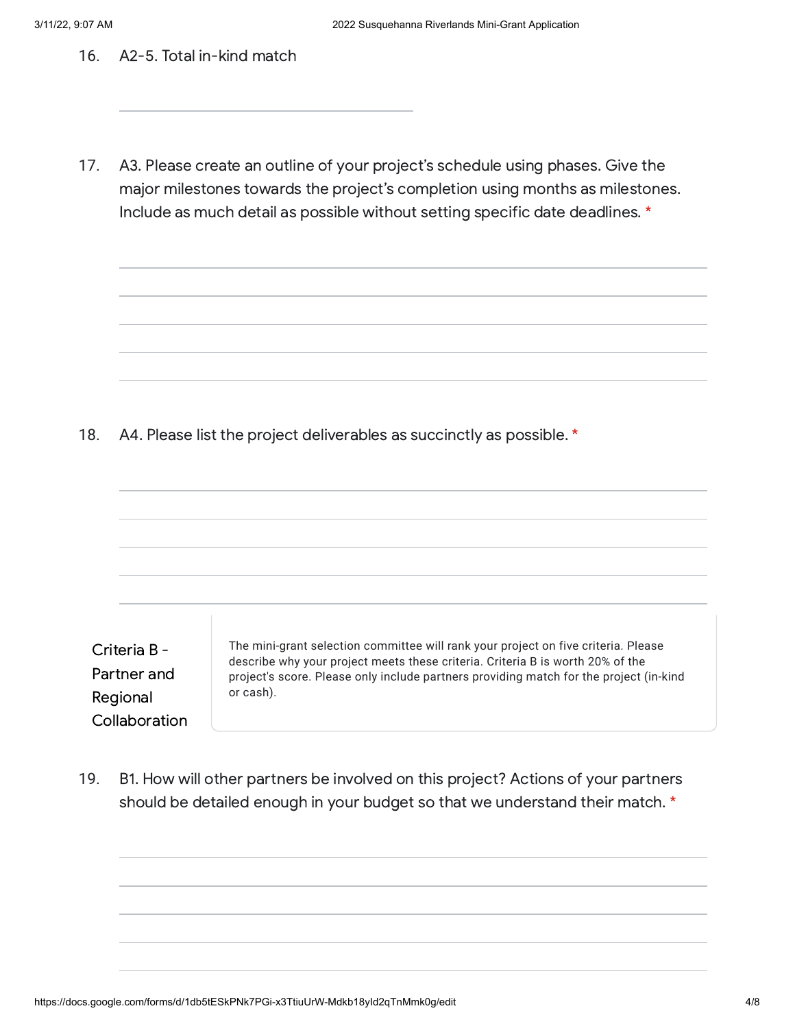16. A2-5. Total in-kind match

17. A3. Please create an outline of your project's schedule using phases. Give the major milestones towards the project's completion using months as milestones. Include as much detail as possible without setting specific date deadlines. *

18. A4. Please list the project deliverables as succinctly as possible. *

## Criteria B - Partner and Regional Collaboration

The mini-grant selection committee will rank your project on five criteria. Please describe why your project meets these criteria. Criteria B is worth 20% of the project's score. Please only include partners providing match for the project (in-kind or cash).

19. B1. How will other partners be involved on this project? Actions of your partners should be detailed enough in your budget so that we understand their match. *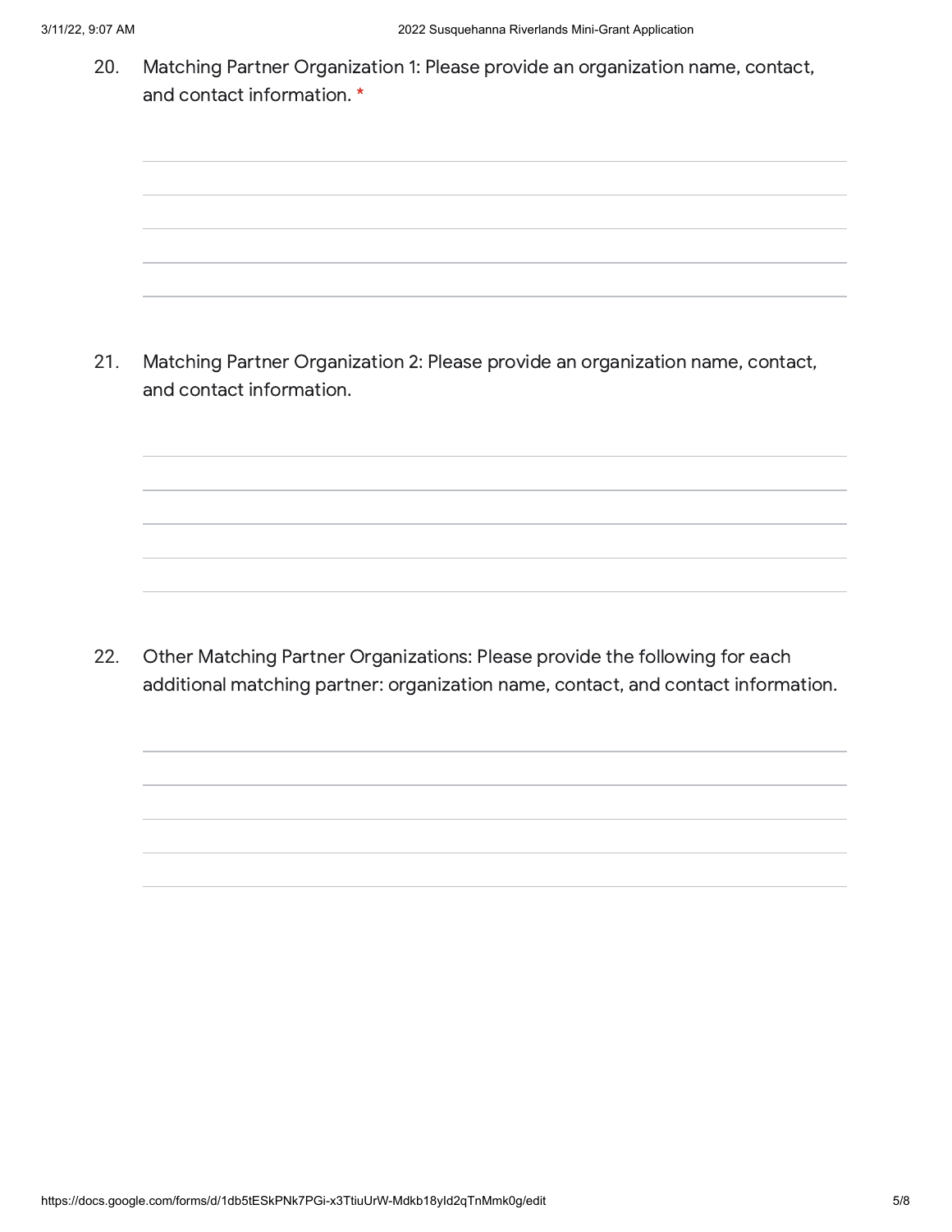20. Matching Partner Organization 1: Please provide an organization name, contact, and contact information. *

21. Matching Partner Organization 2: Please provide an organization name, contact, and contact information.

22. Other Matching Partner Organizations: Please provide the following for each additional matching partner: organization name, contact, and contact information.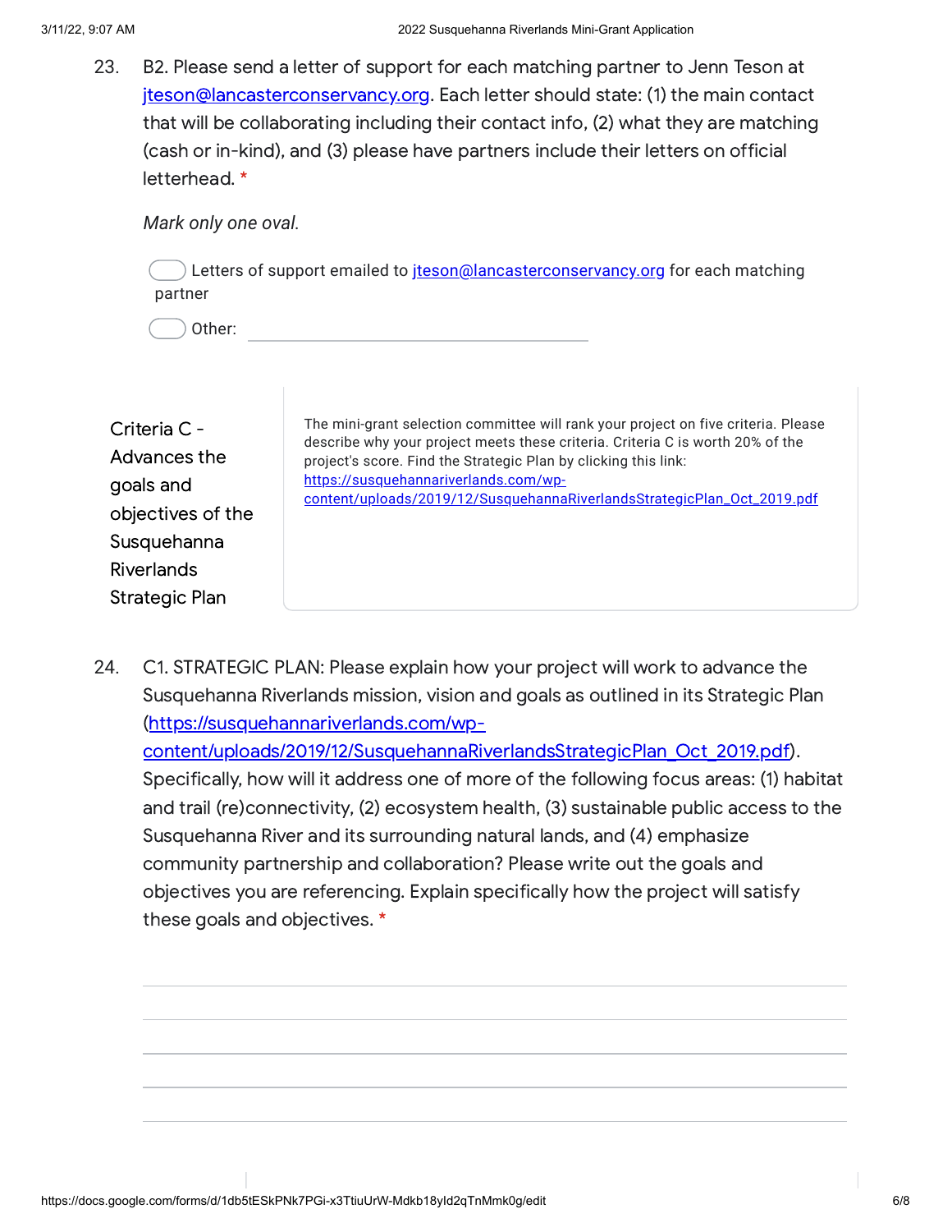23. B2. Please send a letter of support for each matching partner to Jenn Teson at jteson@lancasterconservancy.org. Each letter should state: (1) the main contact that will be collaborating including their contact info, (2) what they are matching (cash or in-kind), and (3) please have partners include their letters on official letterhead. *

    *Mark only one oval.*

    - Letters of support emailed to jteson@lancasterconservancy.org for each matching partner
    - Other: ______________________________

## Criteria C - Advances the goals and objectives of the Susquehanna Riverlands Strategic Plan

The mini-grant selection committee will rank your project on five criteria. Please describe why your project meets these criteria. Criteria C is worth 20% of the project's score. Find the Strategic Plan by clicking this link: https://susquehannariverlands.com/wp-content/uploads/2019/12/SusquehannaRiverlandsStrategicPlan_Oct_2019.pdf

24. C1. STRATEGIC PLAN: Please explain how your project will work to advance the Susquehanna Riverlands mission, vision and goals as outlined in its Strategic Plan (https://susquehannariverlands.com/wp-content/uploads/2019/12/SusquehannaRiverlandsStrategicPlan_Oct_2019.pdf). Specifically, how will it address one of more of the following focus areas: (1) habitat and trail (re)connectivity, (2) ecosystem health, (3) sustainable public access to the Susquehanna River and its surrounding natural lands, and (4) emphasize community partnership and collaboration? Please write out the goals and objectives you are referencing. Explain specifically how the project will satisfy these goals and objectives. *

    ______________________________

    ______________________________

    ______________________________

    ______________________________

    ______________________________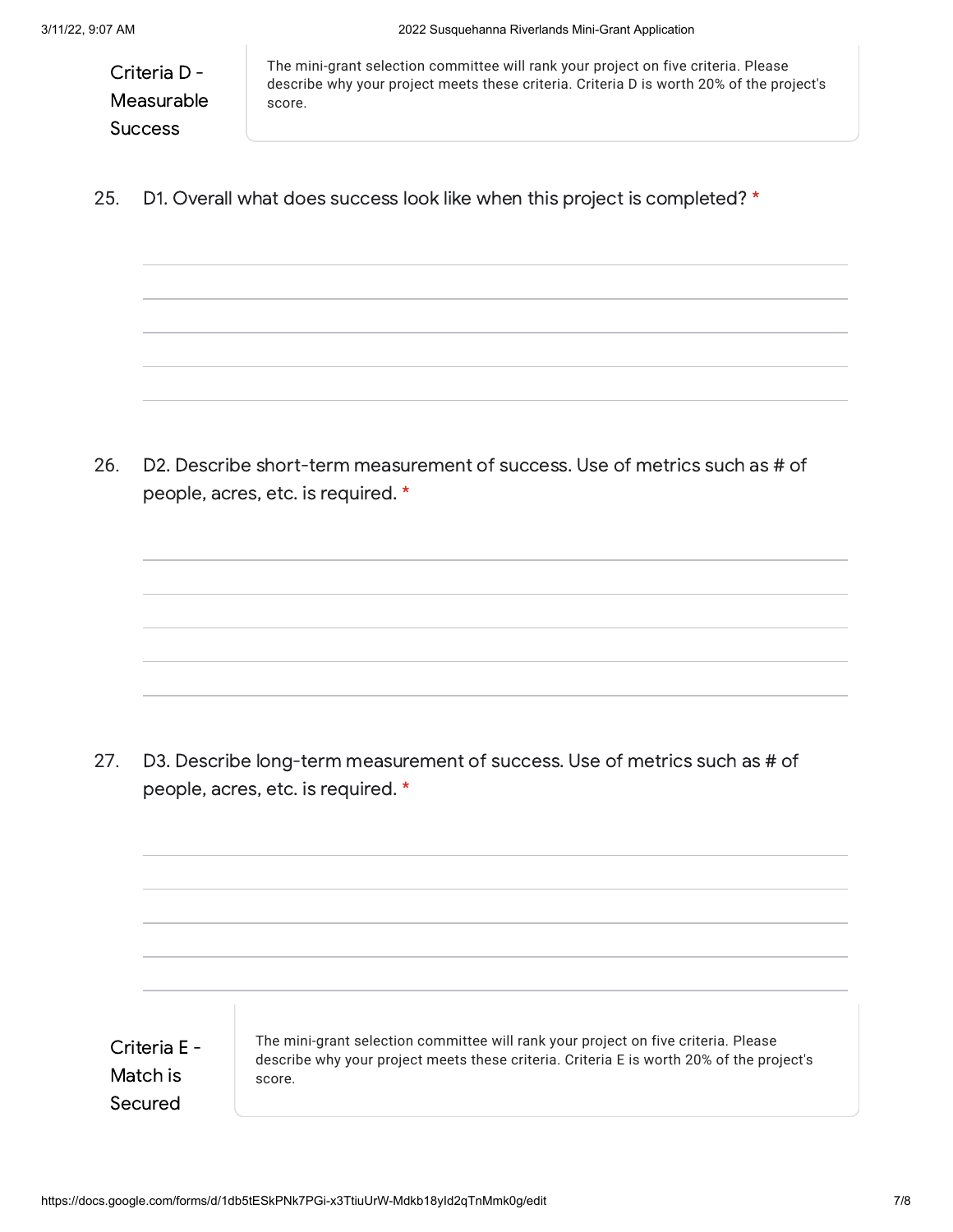### Criteria D - Measurable Success

The mini-grant selection committee will rank your project on five criteria. Please describe why your project meets these criteria. Criteria D is worth 20% of the project's score.

25. D1. Overall what does success look like when this project is completed? *

26. D2. Describe short-term measurement of success. Use of metrics such as # of people, acres, etc. is required. *

27. D3. Describe long-term measurement of success. Use of metrics such as # of people, acres, etc. is required. *

### Criteria E - Match is Secured

The mini-grant selection committee will rank your project on five criteria. Please describe why your project meets these criteria. Criteria E is worth 20% of the project's score.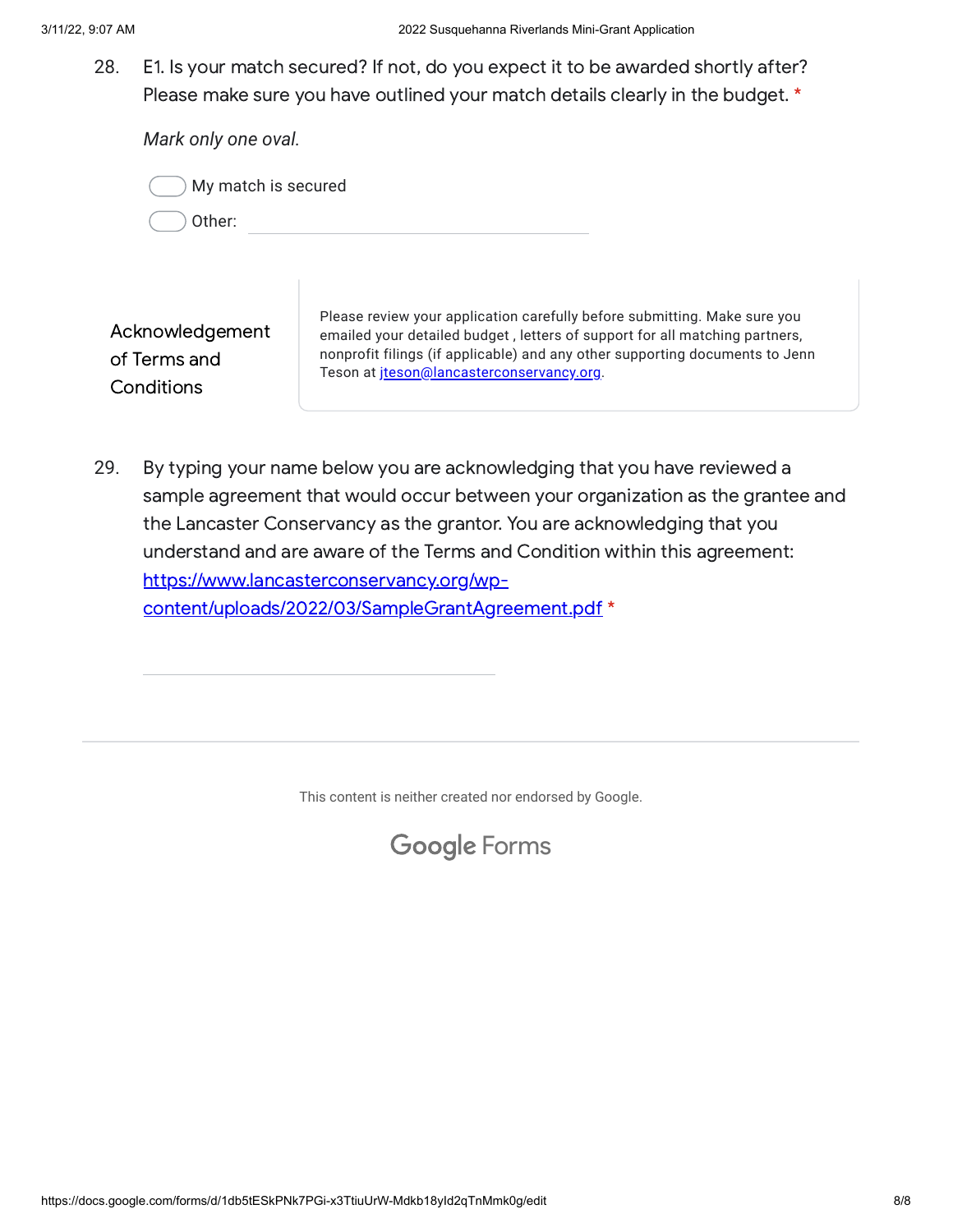28. E1. Is your match secured? If not, do you expect it to be awarded shortly after? Please make sure you have outlined your match details clearly in the budget. *

*Mark only one oval.*

- [ ] My match is secured
- [ ] Other: ______________________

## Acknowledgement of Terms and Conditions

Please review your application carefully before submitting. Make sure you emailed your detailed budget , letters of support for all matching partners, nonprofit filings (if applicable) and any other supporting documents to Jenn Teson at jteson@lancasterconservancy.org.

29. By typing your name below you are acknowledging that you have reviewed a sample agreement that would occur between your organization as the grantee and the Lancaster Conservancy as the grantor. You are acknowledging that you understand and are aware of the Terms and Condition within this agreement: https://www.lancasterconservancy.org/wp-content/uploads/2022/03/SampleGrantAgreement.pdf *

______________________

This content is neither created nor endorsed by Google.

Google Forms